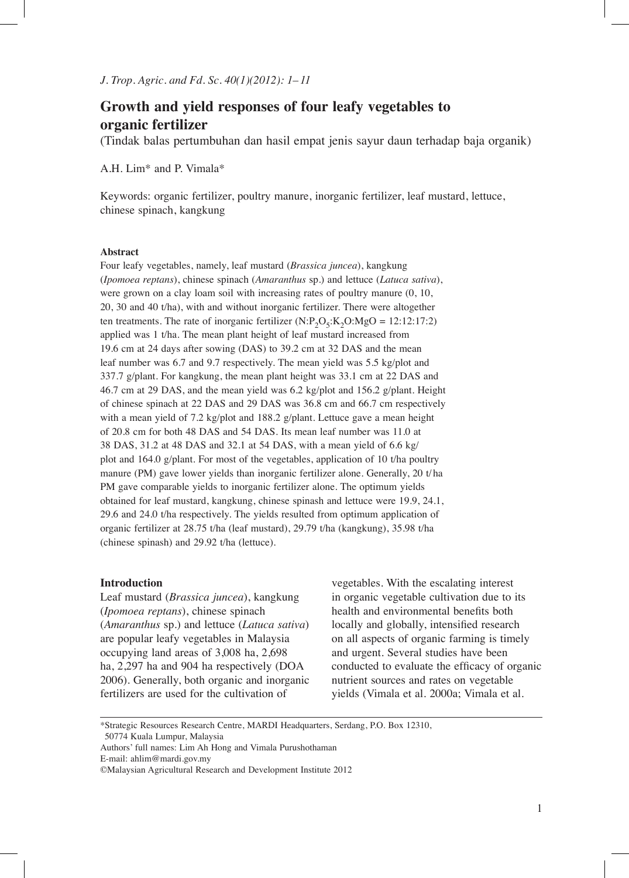# Growth and yield responses of four leafy vegetables to organic fertilizer

(Tindak balas pertumbuhan dan hasil empat jenis sayur daun terhadap baja organik)

A.H. Lim* and P. Vimala*

Keywords: organic fertilizer, poultry manure, inorganic fertilizer, leaf mustard, lettuce, chinese spinach, kangkung

## Abstract

Four leafy vegetables, namely, leaf mustard (*Brassica juncea*), kangkung (*Ipomoea reptans*), chinese spinach (*Amaranthus* sp.) and lettuce (*Latuca sativa*), were grown on a clay loam soil with increasing rates of poultry manure (0, 10, 20, 30 and 40 t/ha), with and without inorganic fertilizer. There were altogether ten treatments. The rate of inorganic fertilizer ($N:P_2O_5:K_2O:MgO = 12:12:17:2$) applied was 1 t/ha. The mean plant height of leaf mustard increased from 19.6 cm at 24 days after sowing (DAS) to 39.2 cm at 32 DAS and the mean leaf number was 6.7 and 9.7 respectively. The mean yield was 5.5 kg/plot and 337.7 g/plant. For kangkung, the mean plant height was 33.1 cm at 22 DAS and 46.7 cm at 29 DAS, and the mean yield was 6.2 kg/plot and 156.2 g/plant. Height of chinese spinach at 22 DAS and 29 DAS was 36.8 cm and 66.7 cm respectively with a mean yield of 7.2 kg/plot and 188.2 g/plant. Lettuce gave a mean height of 20.8 cm for both 48 DAS and 54 DAS. Its mean leaf number was 11.0 at 38 DAS, 31.2 at 48 DAS and 32.1 at 54 DAS, with a mean yield of 6.6 kg/plot and 164.0 g/plant. For most of the vegetables, application of 10 t/ha poultry manure (PM) gave lower yields than inorganic fertilizer alone. Generally, 20 t/ha PM gave comparable yields to inorganic fertilizer alone. The optimum yields obtained for leaf mustard, kangkung, chinese spinash and lettuce were 19.9, 24.1, 29.6 and 24.0 t/ha respectively. The yields resulted from optimum application of organic fertilizer at 28.75 t/ha (leaf mustard), 29.79 t/ha (kangkung), 35.98 t/ha (chinese spinash) and 29.92 t/ha (lettuce).

## Introduction

Leaf mustard (*Brassica juncea*), kangkung (*Ipomoea reptans*), chinese spinach (*Amaranthus* sp.) and lettuce (*Latuca sativa*) are popular leafy vegetables in Malaysia occupying land areas of 3,008 ha, 2,698 ha, 2,297 ha and 904 ha respectively (DOA 2006). Generally, both organic and inorganic fertilizers are used for the cultivation of vegetables. With the escalating interest in organic vegetable cultivation due to its health and environmental benefits both locally and globally, intensified research on all aspects of organic farming is timely and urgent. Several studies have been conducted to evaluate the efficacy of organic nutrient sources and rates on vegetable yields (Vimala et al. 2000a; Vimala et al.

---

*Strategic Resources Research Centre, MARDI Headquarters, Serdang, P.O. Box 12310, 50774 Kuala Lumpur, Malaysia

Authors' full names: Lim Ah Hong and Vimala Purushothaman

E-mail: ahlim@mardi.gov.my

©Malaysian Agricultural Research and Development Institute 2012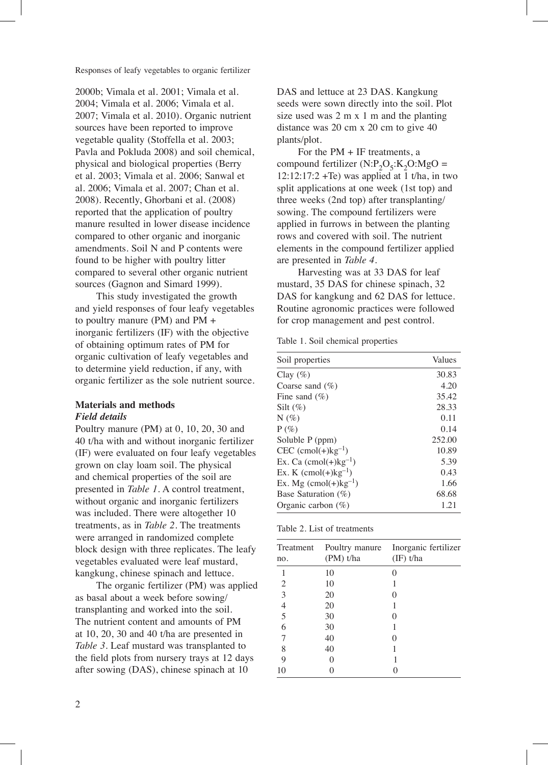2000b; Vimala et al. 2001; Vimala et al. 2004; Vimala et al. 2006; Vimala et al. 2007; Vimala et al. 2010). Organic nutrient sources have been reported to improve vegetable quality (Stoffella et al. 2003; Pavla and Pokluda 2008) and soil chemical, physical and biological properties (Berry et al. 2003; Vimala et al. 2006; Sanwal et al. 2006; Vimala et al. 2007; Chan et al. 2008). Recently, Ghorbani et al. (2008) reported that the application of poultry manure resulted in lower disease incidence compared to other organic and inorganic amendments. Soil N and P contents were found to be higher with poultry litter compared to several other organic nutrient sources (Gagnon and Simard 1999).

This study investigated the growth and yield responses of four leafy vegetables to poultry manure (PM) and PM + inorganic fertilizers (IF) with the objective of obtaining optimum rates of PM for organic cultivation of leafy vegetables and to determine yield reduction, if any, with organic fertilizer as the sole nutrient source.

## Materials and methods

### *Field details*

Poultry manure (PM) at 0, 10, 20, 30 and 40 t/ha with and without inorganic fertilizer (IF) were evaluated on four leafy vegetables grown on clay loam soil. The physical and chemical properties of the soil are presented in *Table 1*. A control treatment, without organic and inorganic fertilizers was included. There were altogether 10 treatments, as in *Table 2*. The treatments were arranged in randomized complete block design with three replicates. The leafy vegetables evaluated were leaf mustard, kangkung, chinese spinach and lettuce.

The organic fertilizer (PM) was applied as basal about a week before sowing/transplanting and worked into the soil. The nutrient content and amounts of PM at 10, 20, 30 and 40 t/ha are presented in *Table 3*. Leaf mustard was transplanted to the field plots from nursery trays at 12 days after sowing (DAS), chinese spinach at 10 DAS and lettuce at 23 DAS. Kangkung seeds were sown directly into the soil. Plot size used was 2 m x 1 m and the planting distance was 20 cm x 20 cm to give 40 plants/plot.

For the PM + IF treatments, a compound fertilizer ($N:P_2O_5:K_2O:MgO$ = 12:12:17:2 +Te) was applied at 1 t/ha, in two split applications at one week (1st top) and three weeks (2nd top) after transplanting/sowing. The compound fertilizers were applied in furrows in between the planting rows and covered with soil. The nutrient elements in the compound fertilizer applied are presented in *Table 4*.

Harvesting was at 33 DAS for leaf mustard, 35 DAS for chinese spinach, 32 DAS for kangkung and 62 DAS for lettuce. Routine agronomic practices were followed for crop management and pest control.

Table 1. Soil chemical properties

| Soil properties | Values |
|---|---|
| Clay (%) | 30.83 |
| Coarse sand (%) | 4.20 |
| Fine sand (%) | 35.42 |
| Silt (%) | 28.33 |
| N (%) | 0.11 |
| P (%) | 0.14 |
| Soluble P (ppm) | 252.00 |
| CEC (cmol(+)$kg^{-1}$) | 10.89 |
| Ex. Ca (cmol(+)$kg^{-1}$) | 5.39 |
| Ex. K (cmol(+)$kg^{-1}$) | 0.43 |
| Ex. Mg (cmol(+)$kg^{-1}$) | 1.66 |
| Base Saturation (%) | 68.68 |
| Organic carbon (%) | 1.21 |

Table 2. List of treatments

| Treatment no. | Poultry manure (PM) t/ha | Inorganic fertilizer (IF) t/ha |
|---|---|---|
| 1 | 10 | 0 |
| 2 | 10 | 1 |
| 3 | 20 | 0 |
| 4 | 20 | 1 |
| 5 | 30 | 0 |
| 6 | 30 | 1 |
| 7 | 40 | 0 |
| 8 | 40 | 1 |
| 9 | 0 | 1 |
| 10 | 0 | 0 |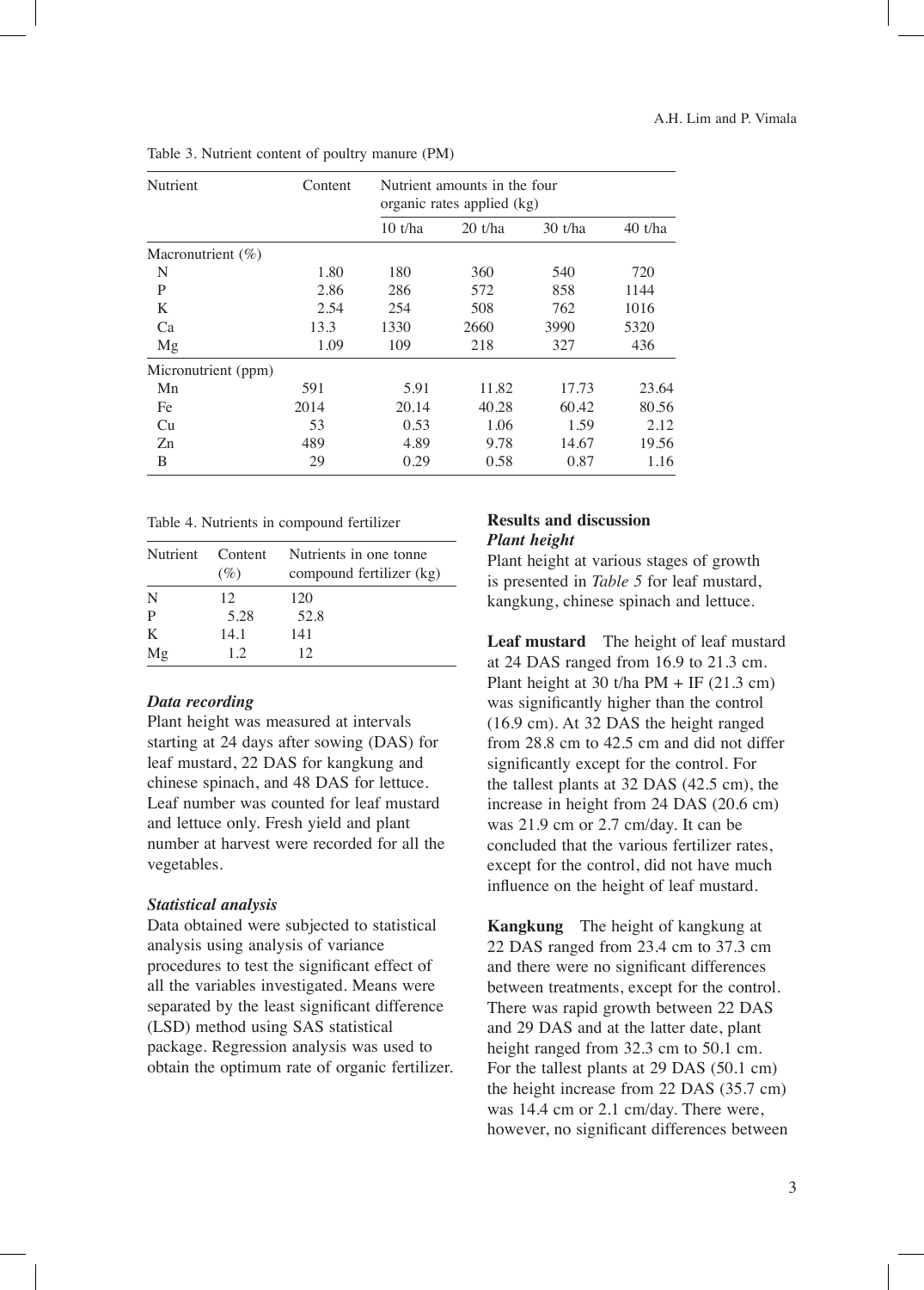Table 3. Nutrient content of poultry manure (PM)

| Nutrient | Content | Nutrient amounts in the four organic rates applied (kg) | | | |
|---|---|---|---|---|---|
| | | 10 t/ha | 20 t/ha | 30 t/ha | 40 t/ha |
| Macronutrient (%) | | | | | |
| N | 1.80 | 180 | 360 | 540 | 720 |
| P | 2.86 | 286 | 572 | 858 | 1144 |
| K | 2.54 | 254 | 508 | 762 | 1016 |
| Ca | 13.3 | 1330 | 2660 | 3990 | 5320 |
| Mg | 1.09 | 109 | 218 | 327 | 436 |
| Micronutrient (ppm) | | | | | |
| Mn | 591 | 5.91 | 11.82 | 17.73 | 23.64 |
| Fe | 2014 | 20.14 | 40.28 | 60.42 | 80.56 |
| Cu | 53 | 0.53 | 1.06 | 1.59 | 2.12 |
| Zn | 489 | 4.89 | 9.78 | 14.67 | 19.56 |
| B | 29 | 0.29 | 0.58 | 0.87 | 1.16 |

Table 4. Nutrients in compound fertilizer

| Nutrient | Content (%) | Nutrients in one tonne compound fertilizer (kg) |
|---|---|---|
| N | 12 | 120 |
| P | 5.28 | 52.8 |
| K | 14.1 | 141 |
| Mg | 1.2 | 12 |

### *Data recording*

Plant height was measured at intervals starting at 24 days after sowing (DAS) for leaf mustard, 22 DAS for kangkung and chinese spinach, and 48 DAS for lettuce. Leaf number was counted for leaf mustard and lettuce only. Fresh yield and plant number at harvest were recorded for all the vegetables.

### *Statistical analysis*

Data obtained were subjected to statistical analysis using analysis of variance procedures to test the significant effect of all the variables investigated. Means were separated by the least significant difference (LSD) method using SAS statistical package. Regression analysis was used to obtain the optimum rate of organic fertilizer.

## Results and discussion

### *Plant height*

Plant height at various stages of growth is presented in *Table 5* for leaf mustard, kangkung, chinese spinach and lettuce.

**Leaf mustard** The height of leaf mustard at 24 DAS ranged from 16.9 to 21.3 cm. Plant height at 30 t/ha PM + IF (21.3 cm) was significantly higher than the control (16.9 cm). At 32 DAS the height ranged from 28.8 cm to 42.5 cm and did not differ significantly except for the control. For the tallest plants at 32 DAS (42.5 cm), the increase in height from 24 DAS (20.6 cm) was 21.9 cm or 2.7 cm/day. It can be concluded that the various fertilizer rates, except for the control, did not have much influence on the height of leaf mustard.

**Kangkung** The height of kangkung at 22 DAS ranged from 23.4 cm to 37.3 cm and there were no significant differences between treatments, except for the control. There was rapid growth between 22 DAS and 29 DAS and at the latter date, plant height ranged from 32.3 cm to 50.1 cm. For the tallest plants at 29 DAS (50.1 cm) the height increase from 22 DAS (35.7 cm) was 14.4 cm or 2.1 cm/day. There were, however, no significant differences between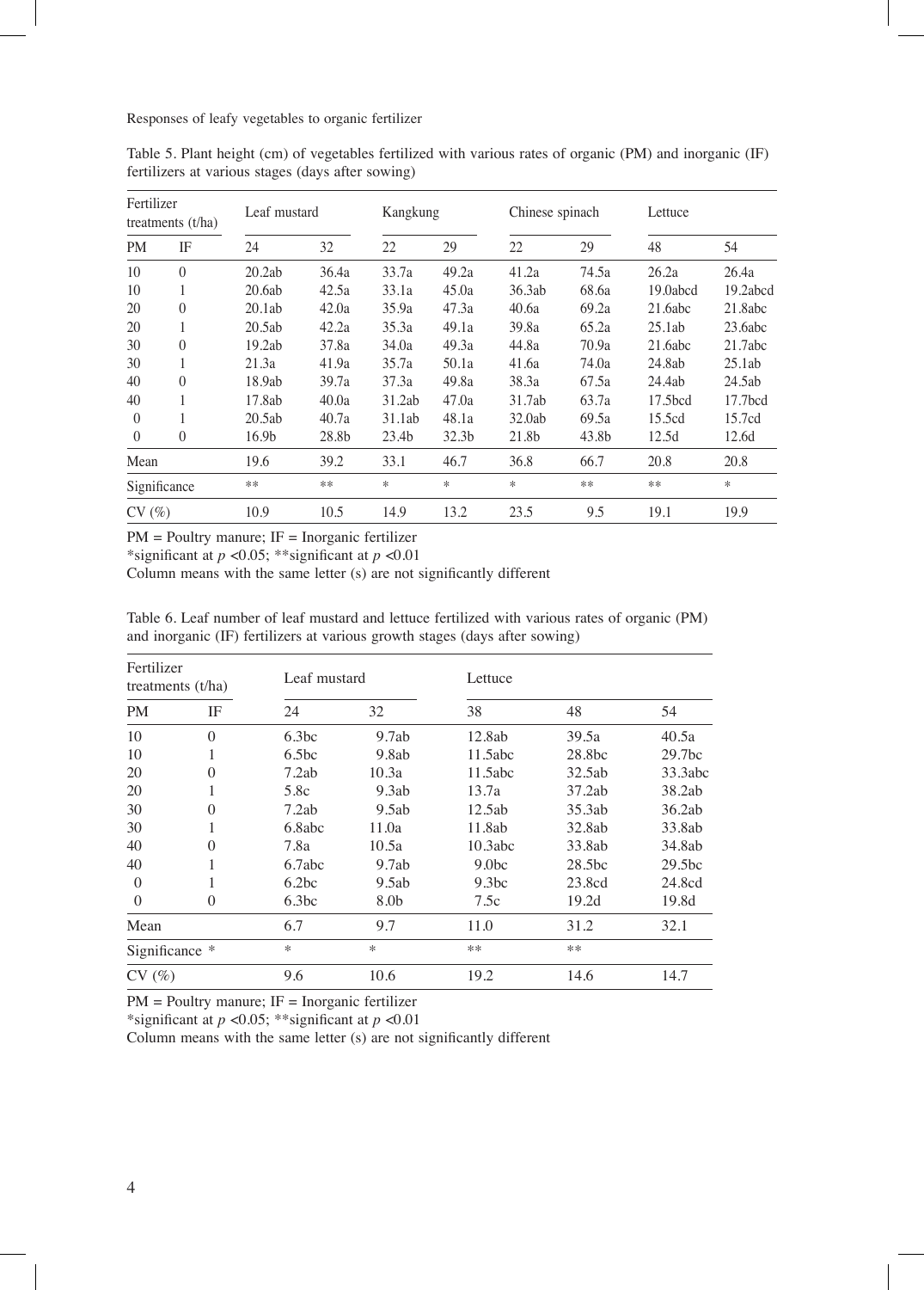Table 5. Plant height (cm) of vegetables fertilized with various rates of organic (PM) and inorganic (IF) fertilizers at various stages (days after sowing)

| Fertilizer treatments (t/ha) | | Leaf mustard | | Kangkung | | Chinese spinach | | Lettuce | |
|---|---|---|---|---|---|---|---|---|---|
| PM | IF | 24 | 32 | 22 | 29 | 22 | 29 | 48 | 54 |
| 10 | 0 | 20.2ab | 36.4a | 33.7a | 49.2a | 41.2a | 74.5a | 26.2a | 26.4a |
| 10 | 1 | 20.6ab | 42.5a | 33.1a | 45.0a | 36.3ab | 68.6a | 19.0abcd | 19.2abcd |
| 20 | 0 | 20.1ab | 42.0a | 35.9a | 47.3a | 40.6a | 69.2a | 21.6abc | 21.8abc |
| 20 | 1 | 20.5ab | 42.2a | 35.3a | 49.1a | 39.8a | 65.2a | 25.1ab | 23.6abc |
| 30 | 0 | 19.2ab | 37.8a | 34.0a | 49.3a | 44.8a | 70.9a | 21.6abc | 21.7abc |
| 30 | 1 | 21.3a | 41.9a | 35.7a | 50.1a | 41.6a | 74.0a | 24.8ab | 25.1ab |
| 40 | 0 | 18.9ab | 39.7a | 37.3a | 49.8a | 38.3a | 67.5a | 24.4ab | 24.5ab |
| 40 | 1 | 17.8ab | 40.0a | 31.2ab | 47.0a | 31.7ab | 63.7a | 17.5bcd | 17.7bcd |
| 0 | 1 | 20.5ab | 40.7a | 31.1ab | 48.1a | 32.0ab | 69.5a | 15.5cd | 15.7cd |
| 0 | 0 | 16.9b | 28.8b | 23.4b | 32.3b | 21.8b | 43.8b | 12.5d | 12.6d |
| Mean | | 19.6 | 39.2 | 33.1 | 46.7 | 36.8 | 66.7 | 20.8 | 20.8 |
| Significance | | ** | ** | * | * | * | ** | ** | * |
| CV (%) | | 10.9 | 10.5 | 14.9 | 13.2 | 23.5 | 9.5 | 19.1 | 19.9 |

PM = Poultry manure; IF = Inorganic fertilizer

*significant at $p < 0.05$; **significant at $p < 0.01$

Column means with the same letter (s) are not significantly different

Table 6. Leaf number of leaf mustard and lettuce fertilized with various rates of organic (PM) and inorganic (IF) fertilizers at various growth stages (days after sowing)

| Fertilizer treatments (t/ha) | | Leaf mustard | | Lettuce | | |
|---|---|---|---|---|---|---|
| PM | IF | 24 | 32 | 38 | 48 | 54 |
| 10 | 0 | 6.3bc | 9.7ab | 12.8ab | 39.5a | 40.5a |
| 10 | 1 | 6.5bc | 9.8ab | 11.5abc | 28.8bc | 29.7bc |
| 20 | 0 | 7.2ab | 10.3a | 11.5abc | 32.5ab | 33.3abc |
| 20 | 1 | 5.8c | 9.3ab | 13.7a | 37.2ab | 38.2ab |
| 30 | 0 | 7.2ab | 9.5ab | 12.5ab | 35.3ab | 36.2ab |
| 30 | 1 | 6.8abc | 11.0a | 11.8ab | 32.8ab | 33.8ab |
| 40 | 0 | 7.8a | 10.5a | 10.3abc | 33.8ab | 34.8ab |
| 40 | 1 | 6.7abc | 9.7ab | 9.0bc | 28.5bc | 29.5bc |
| 0 | 1 | 6.2bc | 9.5ab | 9.3bc | 23.8cd | 24.8cd |
| 0 | 0 | 6.3bc | 8.0b | 7.5c | 19.2d | 19.8d |
| Mean | | 6.7 | 9.7 | 11.0 | 31.2 | 32.1 |
| Significance * | | * | * | ** | ** | |
| CV (%) | | 9.6 | 10.6 | 19.2 | 14.6 | 14.7 |

PM = Poultry manure; IF = Inorganic fertilizer

*significant at $p < 0.05$; **significant at $p < 0.01$

Column means with the same letter (s) are not significantly different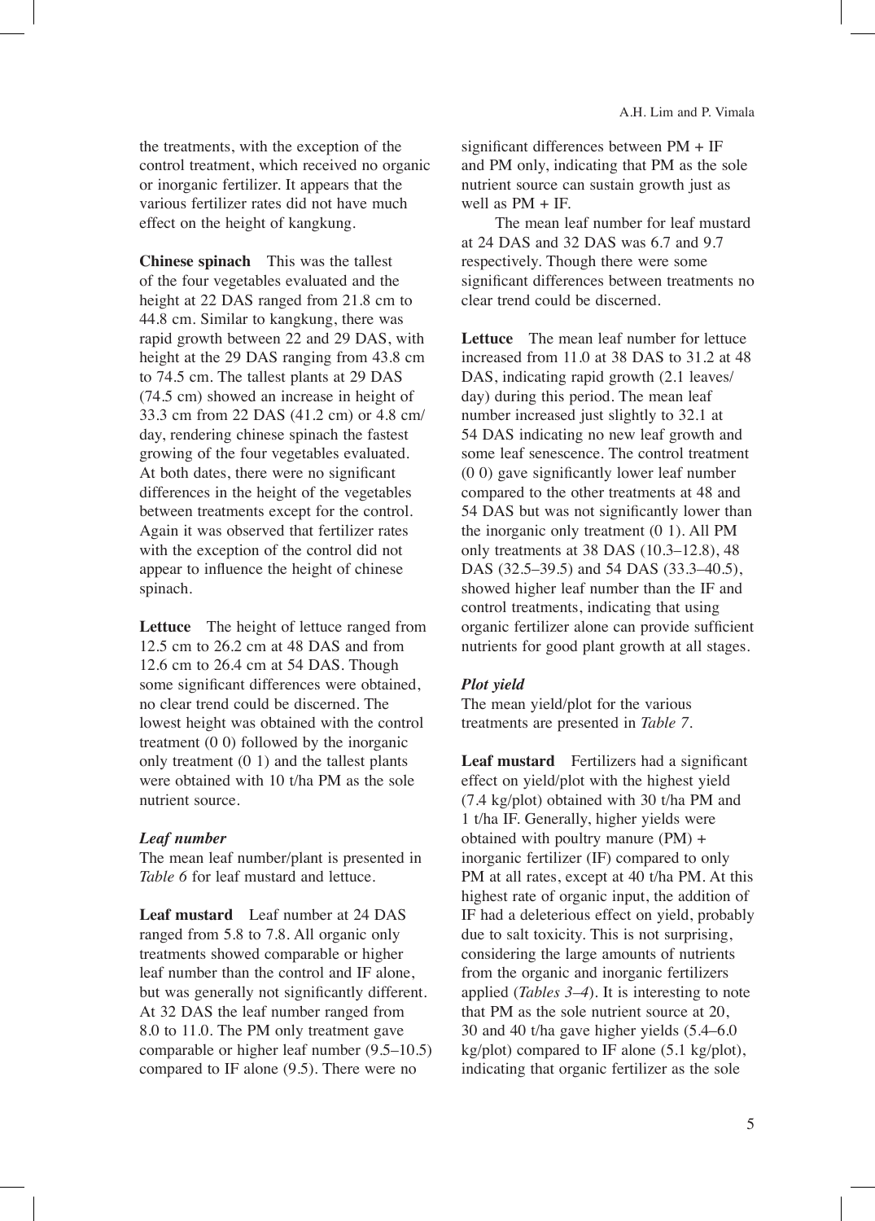the treatments, with the exception of the control treatment, which received no organic or inorganic fertilizer. It appears that the various fertilizer rates did not have much effect on the height of kangkung.

**Chinese spinach** This was the tallest of the four vegetables evaluated and the height at 22 DAS ranged from 21.8 cm to 44.8 cm. Similar to kangkung, there was rapid growth between 22 and 29 DAS, with height at the 29 DAS ranging from 43.8 cm to 74.5 cm. The tallest plants at 29 DAS (74.5 cm) showed an increase in height of 33.3 cm from 22 DAS (41.2 cm) or 4.8 cm/day, rendering chinese spinach the fastest growing of the four vegetables evaluated. At both dates, there were no significant differences in the height of the vegetables between treatments except for the control. Again it was observed that fertilizer rates with the exception of the control did not appear to influence the height of chinese spinach.

**Lettuce** The height of lettuce ranged from 12.5 cm to 26.2 cm at 48 DAS and from 12.6 cm to 26.4 cm at 54 DAS. Though some significant differences were obtained, no clear trend could be discerned. The lowest height was obtained with the control treatment (0 0) followed by the inorganic only treatment (0 1) and the tallest plants were obtained with 10 t/ha PM as the sole nutrient source.

### *Leaf number*

The mean leaf number/plant is presented in *Table 6* for leaf mustard and lettuce.

**Leaf mustard** Leaf number at 24 DAS ranged from 5.8 to 7.8. All organic only treatments showed comparable or higher leaf number than the control and IF alone, but was generally not significantly different. At 32 DAS the leaf number ranged from 8.0 to 11.0. The PM only treatment gave comparable or higher leaf number (9.5–10.5) compared to IF alone (9.5). There were no significant differences between PM + IF and PM only, indicating that PM as the sole nutrient source can sustain growth just as well as PM + IF.

The mean leaf number for leaf mustard at 24 DAS and 32 DAS was 6.7 and 9.7 respectively. Though there were some significant differences between treatments no clear trend could be discerned.

**Lettuce** The mean leaf number for lettuce increased from 11.0 at 38 DAS to 31.2 at 48 DAS, indicating rapid growth (2.1 leaves/day) during this period. The mean leaf number increased just slightly to 32.1 at 54 DAS indicating no new leaf growth and some leaf senescence. The control treatment (0 0) gave significantly lower leaf number compared to the other treatments at 48 and 54 DAS but was not significantly lower than the inorganic only treatment (0 1). All PM only treatments at 38 DAS (10.3–12.8), 48 DAS (32.5–39.5) and 54 DAS (33.3–40.5), showed higher leaf number than the IF and control treatments, indicating that using organic fertilizer alone can provide sufficient nutrients for good plant growth at all stages.

### *Plot yield*

The mean yield/plot for the various treatments are presented in *Table 7*.

**Leaf mustard** Fertilizers had a significant effect on yield/plot with the highest yield (7.4 kg/plot) obtained with 30 t/ha PM and 1 t/ha IF. Generally, higher yields were obtained with poultry manure (PM) + inorganic fertilizer (IF) compared to only PM at all rates, except at 40 t/ha PM. At this highest rate of organic input, the addition of IF had a deleterious effect on yield, probably due to salt toxicity. This is not surprising, considering the large amounts of nutrients from the organic and inorganic fertilizers applied (*Tables 3–4*). It is interesting to note that PM as the sole nutrient source at 20, 30 and 40 t/ha gave higher yields (5.4–6.0 kg/plot) compared to IF alone (5.1 kg/plot), indicating that organic fertilizer as the sole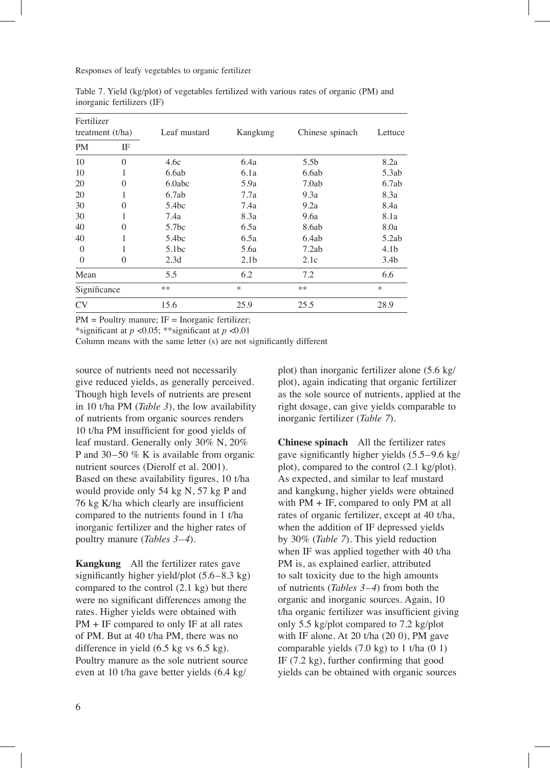Table 7. Yield (kg/plot) of vegetables fertilized with various rates of organic (PM) and inorganic fertilizers (IF)

| Fertilizer treatment (t/ha) | | Leaf mustard | Kangkung | Chinese spinach | Lettuce |
|---|---|---|---|---|---|
| PM | IF | | | | |
| 10 | 0 | 4.6c | 6.4a | 5.5b | 8.2a |
| 10 | 1 | 6.6ab | 6.1a | 6.6ab | 5.3ab |
| 20 | 0 | 6.0abc | 5.9a | 7.0ab | 6.7ab |
| 20 | 1 | 6.7ab | 7.7a | 9.3a | 8.3a |
| 30 | 0 | 5.4bc | 7.4a | 9.2a | 8.4a |
| 30 | 1 | 7.4a | 8.3a | 9.6a | 8.1a |
| 40 | 0 | 5.7bc | 6.5a | 8.6ab | 8.0a |
| 40 | 1 | 5.4bc | 6.5a | 6.4ab | 5.2ab |
| 0 | 1 | 5.1bc | 5.6a | 7.2ab | 4.1b |
| 0 | 0 | 2.3d | 2.1b | 2.1c | 3.4b |
| Mean | | 5.5 | 6.2 | 7.2 | 6.6 |
| Significance | | ** | * | ** | * |
| CV | | 15.6 | 25.9 | 25.5 | 28.9 |

PM = Poultry manure; IF = Inorganic fertilizer;
*significant at $p$ <0.05; **significant at $p$ <0.01
Column means with the same letter (s) are not significantly different

source of nutrients need not necessarily give reduced yields, as generally perceived. Though high levels of nutrients are present in 10 t/ha PM (*Table 3*), the low availability of nutrients from organic sources renders 10 t/ha PM insufficient for good yields of leaf mustard. Generally only 30% N, 20% P and 30–50 % K is available from organic nutrient sources (Dierolf et al. 2001). Based on these availability figures, 10 t/ha would provide only 54 kg N, 57 kg P and 76 kg K/ha which clearly are insufficient compared to the nutrients found in 1 t/ha inorganic fertilizer and the higher rates of poultry manure (*Tables 3–4*).

**Kangkung** All the fertilizer rates gave significantly higher yield/plot (5.6–8.3 kg) compared to the control (2.1 kg) but there were no significant differences among the rates. Higher yields were obtained with PM + IF compared to only IF at all rates of PM. But at 40 t/ha PM, there was no difference in yield (6.5 kg vs 6.5 kg). Poultry manure as the sole nutrient source even at 10 t/ha gave better yields (6.4 kg/plot) than inorganic fertilizer alone (5.6 kg/plot), again indicating that organic fertilizer as the sole source of nutrients, applied at the right dosage, can give yields comparable to inorganic fertilizer (*Table 7*).

**Chinese spinach** All the fertilizer rates gave significantly higher yields (5.5–9.6 kg/plot), compared to the control (2.1 kg/plot). As expected, and similar to leaf mustard and kangkung, higher yields were obtained with PM + IF, compared to only PM at all rates of organic fertilizer, except at 40 t/ha, when the addition of IF depressed yields by 30% (*Table 7*). This yield reduction when IF was applied together with 40 t/ha PM is, as explained earlier, attributed to salt toxicity due to the high amounts of nutrients (*Tables 3–4*) from both the organic and inorganic sources. Again, 10 t/ha organic fertilizer was insufficient giving only 5.5 kg/plot compared to 7.2 kg/plot with IF alone. At 20 t/ha (20 0), PM gave comparable yields (7.0 kg) to 1 t/ha (0 1) IF (7.2 kg), further confirming that good yields can be obtained with organic sources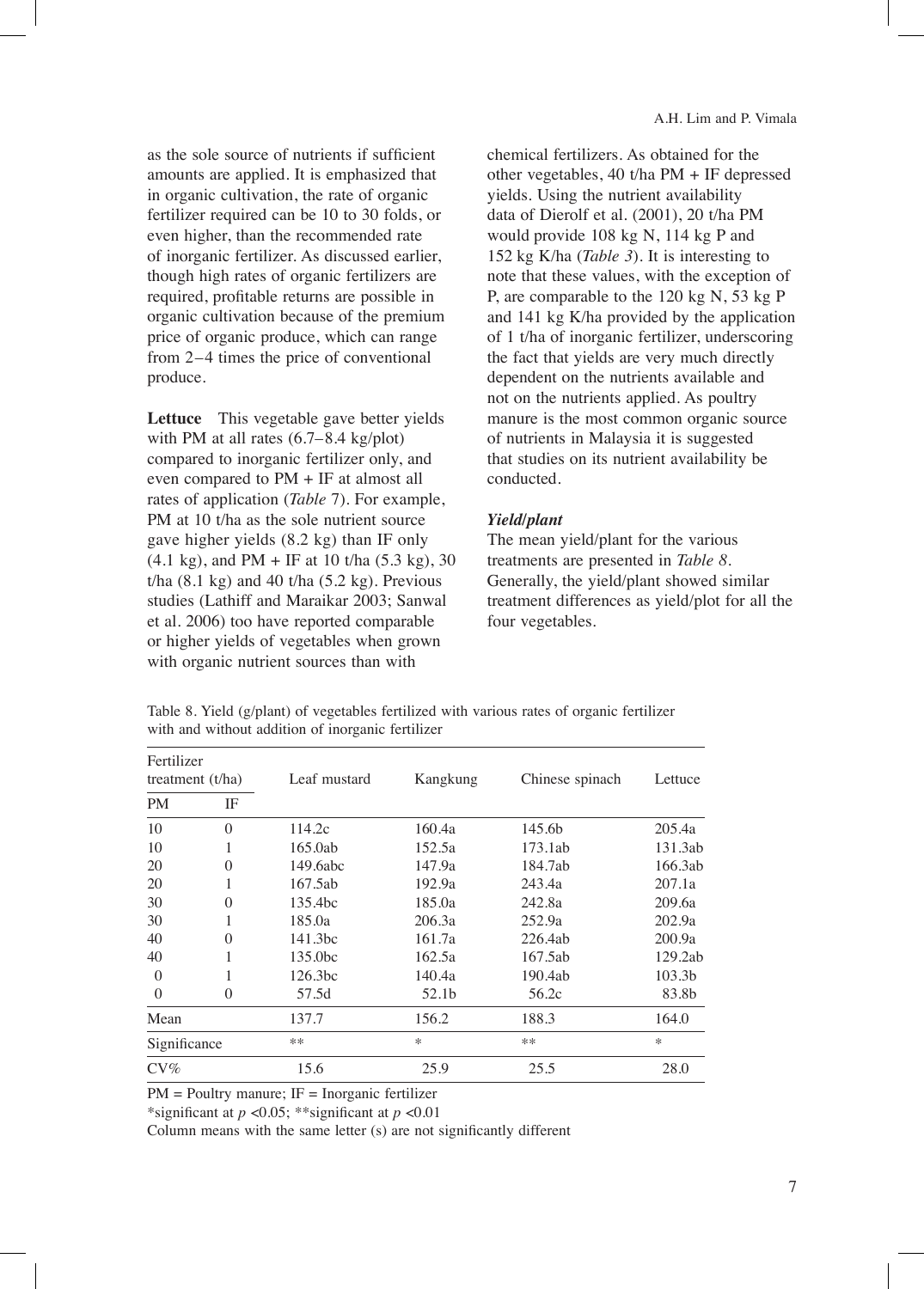as the sole source of nutrients if sufficient amounts are applied. It is emphasized that in organic cultivation, the rate of organic fertilizer required can be 10 to 30 folds, or even higher, than the recommended rate of inorganic fertilizer. As discussed earlier, though high rates of organic fertilizers are required, profitable returns are possible in organic cultivation because of the premium price of organic produce, which can range from 2–4 times the price of conventional produce.

**Lettuce** This vegetable gave better yields with PM at all rates (6.7–8.4 kg/plot) compared to inorganic fertilizer only, and even compared to PM + IF at almost all rates of application (*Table* 7). For example, PM at 10 t/ha as the sole nutrient source gave higher yields (8.2 kg) than IF only (4.1 kg), and PM + IF at 10 t/ha (5.3 kg), 30 t/ha (8.1 kg) and 40 t/ha (5.2 kg). Previous studies (Lathiff and Maraikar 2003; Sanwal et al. 2006) too have reported comparable or higher yields of vegetables when grown with organic nutrient sources than with chemical fertilizers. As obtained for the other vegetables, 40 t/ha PM + IF depressed yields. Using the nutrient availability data of Dierolf et al. (2001), 20 t/ha PM would provide 108 kg N, 114 kg P and 152 kg K/ha (*Table 3*). It is interesting to note that these values, with the exception of P, are comparable to the 120 kg N, 53 kg P and 141 kg K/ha provided by the application of 1 t/ha of inorganic fertilizer, underscoring the fact that yields are very much directly dependent on the nutrients available and not on the nutrients applied. As poultry manure is the most common organic source of nutrients in Malaysia it is suggested that studies on its nutrient availability be conducted.

### *Yield/plant*

The mean yield/plant for the various treatments are presented in *Table 8*. Generally, the yield/plant showed similar treatment differences as yield/plot for all the four vegetables.

Table 8. Yield (g/plant) of vegetables fertilized with various rates of organic fertilizer with and without addition of inorganic fertilizer

| Fertilizer treatment (t/ha) | | Leaf mustard | Kangkung | Chinese spinach | Lettuce |
|---|---|---|---|---|---|
| PM | IF | | | | |
| 10 | 0 | 114.2c | 160.4a | 145.6b | 205.4a |
| 10 | 1 | 165.0ab | 152.5a | 173.1ab | 131.3ab |
| 20 | 0 | 149.6abc | 147.9a | 184.7ab | 166.3ab |
| 20 | 1 | 167.5ab | 192.9a | 243.4a | 207.1a |
| 30 | 0 | 135.4bc | 185.0a | 242.8a | 209.6a |
| 30 | 1 | 185.0a | 206.3a | 252.9a | 202.9a |
| 40 | 0 | 141.3bc | 161.7a | 226.4ab | 200.9a |
| 40 | 1 | 135.0bc | 162.5a | 167.5ab | 129.2ab |
| 0 | 1 | 126.3bc | 140.4a | 190.4ab | 103.3b |
| 0 | 0 | 57.5d | 52.1b | 56.2c | 83.8b |
| Mean | | 137.7 | 156.2 | 188.3 | 164.0 |
| Significance | | ** | * | ** | * |
| CV% | | 15.6 | 25.9 | 25.5 | 28.0 |

PM = Poultry manure; IF = Inorganic fertilizer

*significant at $p < 0.05$; **significant at $p < 0.01$

Column means with the same letter (s) are not significantly different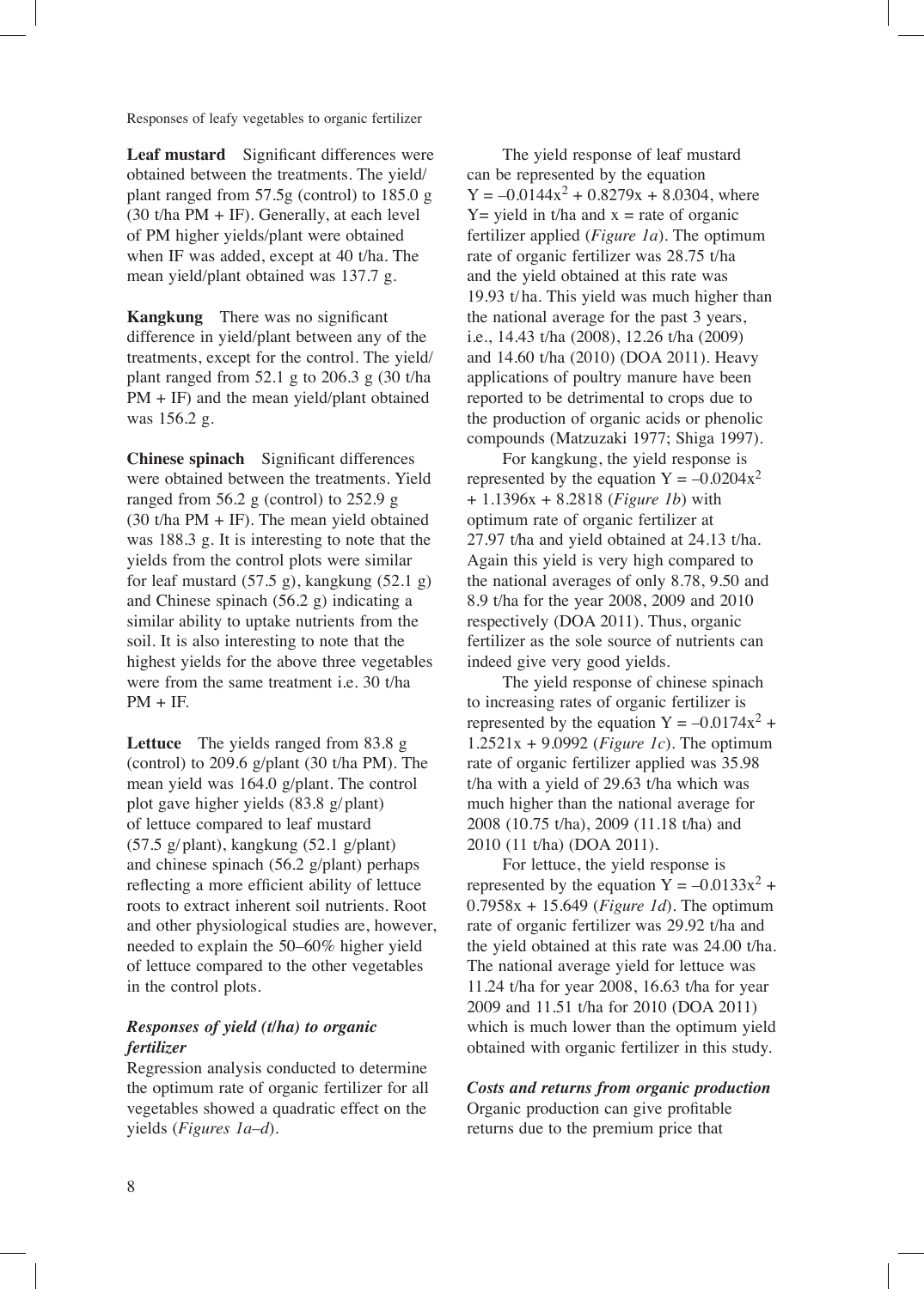**Leaf mustard** Significant differences were obtained between the treatments. The yield/plant ranged from 57.5g (control) to 185.0 g (30 t/ha PM + IF). Generally, at each level of PM higher yields/plant were obtained when IF was added, except at 40 t/ha. The mean yield/plant obtained was 137.7 g.

**Kangkung** There was no significant difference in yield/plant between any of the treatments, except for the control. The yield/plant ranged from 52.1 g to 206.3 g (30 t/ha PM + IF) and the mean yield/plant obtained was 156.2 g.

**Chinese spinach** Significant differences were obtained between the treatments. Yield ranged from 56.2 g (control) to 252.9 g (30 t/ha PM + IF). The mean yield obtained was 188.3 g. It is interesting to note that the yields from the control plots were similar for leaf mustard (57.5 g), kangkung (52.1 g) and Chinese spinach (56.2 g) indicating a similar ability to uptake nutrients from the soil. It is also interesting to note that the highest yields for the above three vegetables were from the same treatment i.e. 30 t/ha PM + IF.

**Lettuce** The yields ranged from 83.8 g (control) to 209.6 g/plant (30 t/ha PM). The mean yield was 164.0 g/plant. The control plot gave higher yields (83.8 g/ plant) of lettuce compared to leaf mustard (57.5 g/ plant), kangkung (52.1 g/plant) and chinese spinach (56.2 g/plant) perhaps reflecting a more efficient ability of lettuce roots to extract inherent soil nutrients. Root and other physiological studies are, however, needed to explain the 50–60% higher yield of lettuce compared to the other vegetables in the control plots.

### *Responses of yield (t/ha) to organic fertilizer*

Regression analysis conducted to determine the optimum rate of organic fertilizer for all vegetables showed a quadratic effect on the yields (*Figures 1a–d*).

The yield response of leaf mustard can be represented by the equation $Y = -0.0144x^2 + 0.8279x + 8.0304$, where Y= yield in t/ha and x = rate of organic fertilizer applied (*Figure 1a*). The optimum rate of organic fertilizer was 28.75 t/ha and the yield obtained at this rate was 19.93 t/ha. This yield was much higher than the national average for the past 3 years, i.e., 14.43 t/ha (2008), 12.26 t/ha (2009) and 14.60 t/ha (2010) (DOA 2011). Heavy applications of poultry manure have been reported to be detrimental to crops due to the production of organic acids or phenolic compounds (Matzuzaki 1977; Shiga 1997).

For kangkung, the yield response is represented by the equation $Y = -0.0204x^2 + 1.1396x + 8.2818$ (*Figure 1b*) with optimum rate of organic fertilizer at 27.97 t/ha and yield obtained at 24.13 t/ha. Again this yield is very high compared to the national averages of only 8.78, 9.50 and 8.9 t/ha for the year 2008, 2009 and 2010 respectively (DOA 2011). Thus, organic fertilizer as the sole source of nutrients can indeed give very good yields.

The yield response of chinese spinach to increasing rates of organic fertilizer is represented by the equation $Y = -0.0174x^2 + 1.2521x + 9.0992$ (*Figure 1c*). The optimum rate of organic fertilizer applied was 35.98 t/ha with a yield of 29.63 t/ha which was much higher than the national average for 2008 (10.75 t/ha), 2009 (11.18 t/ha) and 2010 (11 t/ha) (DOA 2011).

For lettuce, the yield response is represented by the equation $Y = -0.0133x^2 + 0.7958x + 15.649$ (*Figure 1d*). The optimum rate of organic fertilizer was 29.92 t/ha and the yield obtained at this rate was 24.00 t/ha. The national average yield for lettuce was 11.24 t/ha for year 2008, 16.63 t/ha for year 2009 and 11.51 t/ha for 2010 (DOA 2011) which is much lower than the optimum yield obtained with organic fertilizer in this study.

### *Costs and returns from organic production*

Organic production can give profitable returns due to the premium price that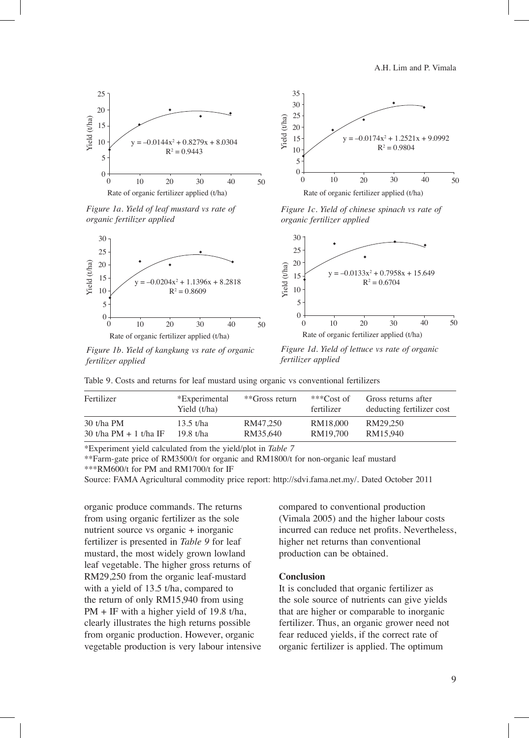Figure 1a. Yield of leaf mustard vs rate of organic fertilizer applied

Figure 1b. Yield of kangkung vs rate of organic fertilizer applied

Figure 1c. Yield of chinese spinach vs rate of organic fertilizer applied

Figure 1d. Yield of lettuce vs rate of organic fertilizer applied

Table 9. Costs and returns for leaf mustard using organic vs conventional fertilizers

| Fertilizer | *Experimental Yield (t/ha) | **Gross return | ***Cost of fertilizer | Gross returns after deducting fertilizer cost |
|---|---|---|---|---|
| 30 t/ha PM | 13.5 t/ha | RM47,250 | RM18,000 | RM29,250 |
| 30 t/ha PM + 1 t/ha IF | 19.8 t/ha | RM35,640 | RM19,700 | RM15,940 |

*Experiment yield calculated from the yield/plot in *Table 7*

**Farm-gate price of RM3500/t for organic and RM1800/t for non-organic leaf mustard

***RM600/t for PM and RM1700/t for IF

Source: FAMA Agricultural commodity price report: http://sdvi.fama.net.my/. Dated October 2011

organic produce commands. The returns from using organic fertilizer as the sole nutrient source vs organic + inorganic fertilizer is presented in *Table 9* for leaf mustard, the most widely grown lowland leaf vegetable. The higher gross returns of RM29,250 from the organic leaf-mustard with a yield of 13.5 t/ha, compared to the return of only RM15,940 from using PM + IF with a higher yield of 19.8 t/ha, clearly illustrates the high returns possible from organic production. However, organic vegetable production is very labour intensive compared to conventional production (Vimala 2005) and the higher labour costs incurred can reduce net profits. Nevertheless, higher net returns than conventional production can be obtained.

## Conclusion

It is concluded that organic fertilizer as the sole source of nutrients can give yields that are higher or comparable to inorganic fertilizer. Thus, an organic grower need not fear reduced yields, if the correct rate of organic fertilizer is applied. The optimum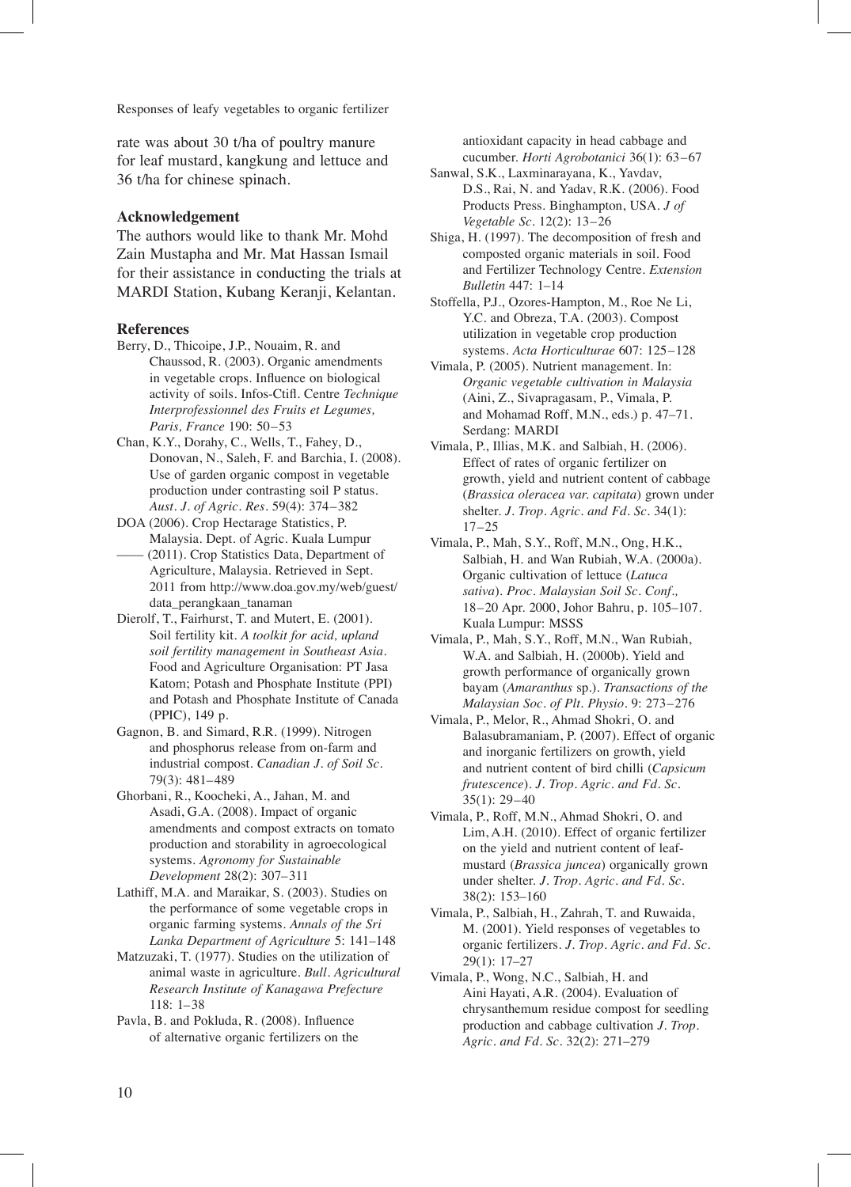rate was about 30 t/ha of poultry manure for leaf mustard, kangkung and lettuce and 36 t/ha for chinese spinach.

## Acknowledgement

The authors would like to thank Mr. Mohd Zain Mustapha and Mr. Mat Hassan Ismail for their assistance in conducting the trials at MARDI Station, Kubang Keranji, Kelantan.

## References

Berry, D., Thicoipe, J.P., Nouaim, R. and Chaussod, R. (2003). Organic amendments in vegetable crops. Influence on biological activity of soils. Infos-Ctifl. Centre *Technique Interprofessionnel des Fruits et Legumes, Paris, France* 190: 50–53

Chan, K.Y., Dorahy, C., Wells, T., Fahey, D., Donovan, N., Saleh, F. and Barchia, I. (2008). Use of garden organic compost in vegetable production under contrasting soil P status. *Aust. J. of Agric. Res.* 59(4): 374–382

DOA (2006). Crop Hectarage Statistics, P. Malaysia. Dept. of Agric. Kuala Lumpur

—— (2011). Crop Statistics Data, Department of Agriculture, Malaysia. Retrieved in Sept. 2011 from http://www.doa.gov.my/web/guest/data_perangkaan_tanaman

Dierolf, T., Fairhurst, T. and Mutert, E. (2001). Soil fertility kit. *A toolkit for acid, upland soil fertility management in Southeast Asia.* Food and Agriculture Organisation: PT Jasa Katom; Potash and Phosphate Institute (PPI) and Potash and Phosphate Institute of Canada (PPIC), 149 p.

Gagnon, B. and Simard, R.R. (1999). Nitrogen and phosphorus release from on-farm and industrial compost. *Canadian J. of Soil Sc.* 79(3): 481–489

Ghorbani, R., Koocheki, A., Jahan, M. and Asadi, G.A. (2008). Impact of organic amendments and compost extracts on tomato production and storability in agroecological systems. *Agronomy for Sustainable Development* 28(2): 307–311

Lathiff, M.A. and Maraikar, S. (2003). Studies on the performance of some vegetable crops in organic farming systems. *Annals of the Sri Lanka Department of Agriculture* 5: 141–148

Matzuzaki, T. (1977). Studies on the utilization of animal waste in agriculture. *Bull. Agricultural Research Institute of Kanagawa Prefecture* 118: 1–38

Pavla, B. and Pokluda, R. (2008). Influence of alternative organic fertilizers on the antioxidant capacity in head cabbage and cucumber. *Horti Agrobotanici* 36(1): 63–67

Sanwal, S.K., Laxminarayana, K., Yavdav, D.S., Rai, N. and Yadav, R.K. (2006). Food Products Press. Binghampton, USA. *J of Vegetable Sc.* 12(2): 13–26

Shiga, H. (1997). The decomposition of fresh and composted organic materials in soil. Food and Fertilizer Technology Centre. *Extension Bulletin* 447: 1–14

Stoffella, P.J., Ozores-Hampton, M., Roe Ne Li, Y.C. and Obreza, T.A. (2003). Compost utilization in vegetable crop production systems. *Acta Horticulturae* 607: 125–128

Vimala, P. (2005). Nutrient management. In: *Organic vegetable cultivation in Malaysia* (Aini, Z., Sivapragasam, P., Vimala, P. and Mohamad Roff, M.N., eds.) p. 47–71. Serdang: MARDI

Vimala, P., Illias, M.K. and Salbiah, H. (2006). Effect of rates of organic fertilizer on growth, yield and nutrient content of cabbage (*Brassica oleracea var. capitata*) grown under shelter. *J. Trop. Agric. and Fd. Sc.* 34(1): 17–25

Vimala, P., Mah, S.Y., Roff, M.N., Ong, H.K., Salbiah, H. and Wan Rubiah, W.A. (2000a). Organic cultivation of lettuce (*Latuca sativa*). *Proc. Malaysian Soil Sc. Conf.,* 18–20 Apr. 2000, Johor Bahru, p. 105–107. Kuala Lumpur: MSSS

Vimala, P., Mah, S.Y., Roff, M.N., Wan Rubiah, W.A. and Salbiah, H. (2000b). Yield and growth performance of organically grown bayam (*Amaranthus* sp.). *Transactions of the Malaysian Soc. of Plt. Physio.* 9: 273–276

Vimala, P., Melor, R., Ahmad Shokri, O. and Balasubramaniam, P. (2007). Effect of organic and inorganic fertilizers on growth, yield and nutrient content of bird chilli (*Capsicum frutescence*). *J. Trop. Agric. and Fd. Sc.* 35(1): 29–40

Vimala, P., Roff, M.N., Ahmad Shokri, O. and Lim, A.H. (2010). Effect of organic fertilizer on the yield and nutrient content of leaf-mustard (*Brassica juncea*) organically grown under shelter. *J. Trop. Agric. and Fd. Sc.* 38(2): 153–160

Vimala, P., Salbiah, H., Zahrah, T. and Ruwaida, M. (2001). Yield responses of vegetables to organic fertilizers. *J. Trop. Agric. and Fd. Sc.* 29(1): 17–27

Vimala, P., Wong, N.C., Salbiah, H. and Aini Hayati, A.R. (2004). Evaluation of chrysanthemum residue compost for seedling production and cabbage cultivation *J. Trop. Agric. and Fd. Sc.* 32(2): 271–279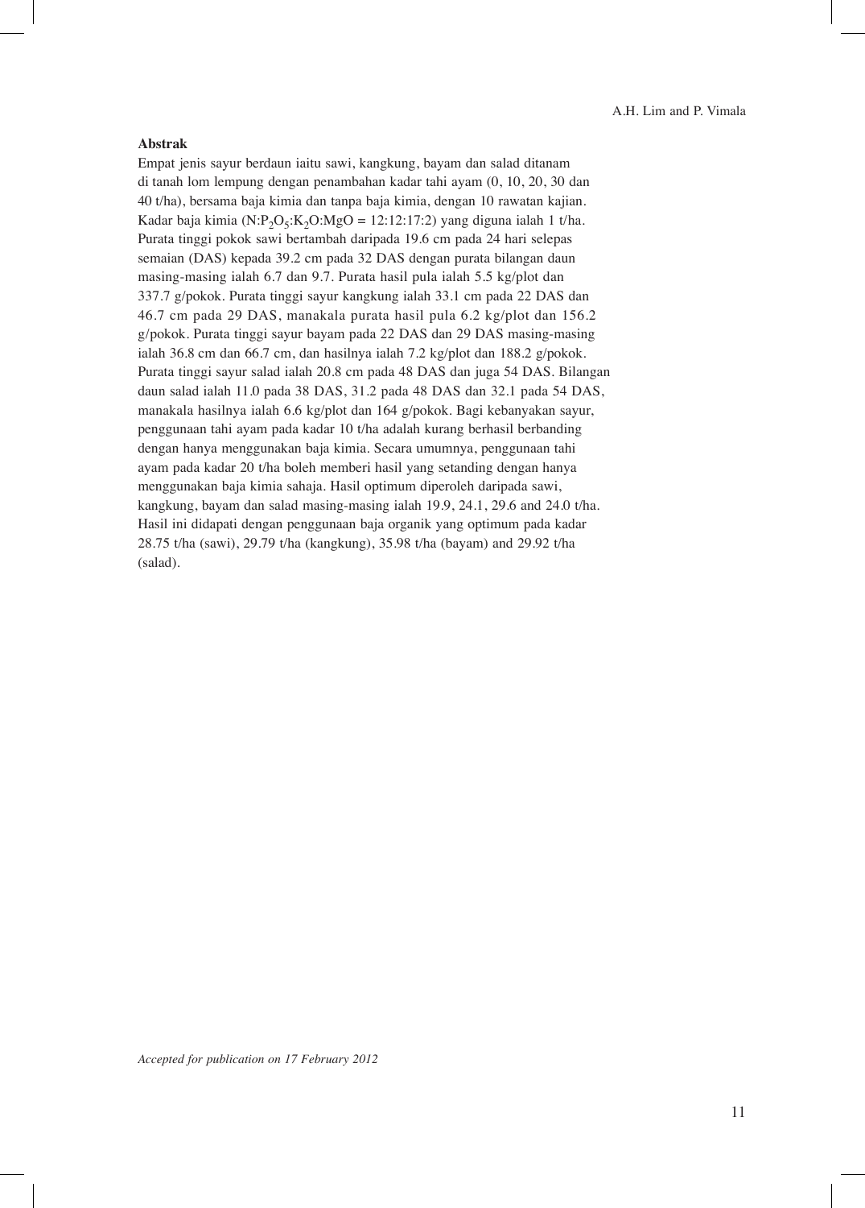**Abstrak**

Empat jenis sayur berdaun iaitu sawi, kangkung, bayam dan salad ditanam di tanah lom lempung dengan penambahan kadar tahi ayam (0, 10, 20, 30 dan 40 t/ha), bersama baja kimia dan tanpa baja kimia, dengan 10 rawatan kajian. Kadar baja kimia ($N:P_2O_5:K_2O:MgO$ = 12:12:17:2) yang diguna ialah 1 t/ha. Purata tinggi pokok sawi bertambah daripada 19.6 cm pada 24 hari selepas semaian (DAS) kepada 39.2 cm pada 32 DAS dengan purata bilangan daun masing-masing ialah 6.7 dan 9.7. Purata hasil pula ialah 5.5 kg/plot dan 337.7 g/pokok. Purata tinggi sayur kangkung ialah 33.1 cm pada 22 DAS dan 46.7 cm pada 29 DAS, manakala purata hasil pula 6.2 kg/plot dan 156.2 g/pokok. Purata tinggi sayur bayam pada 22 DAS dan 29 DAS masing-masing ialah 36.8 cm dan 66.7 cm, dan hasilnya ialah 7.2 kg/plot dan 188.2 g/pokok. Purata tinggi sayur salad ialah 20.8 cm pada 48 DAS dan juga 54 DAS. Bilangan daun salad ialah 11.0 pada 38 DAS, 31.2 pada 48 DAS dan 32.1 pada 54 DAS, manakala hasilnya ialah 6.6 kg/plot dan 164 g/pokok. Bagi kebanyakan sayur, penggunaan tahi ayam pada kadar 10 t/ha adalah kurang berhasil berbanding dengan hanya menggunakan baja kimia. Secara umumnya, penggunaan tahi ayam pada kadar 20 t/ha boleh memberi hasil yang setanding dengan hanya menggunakan baja kimia sahaja. Hasil optimum diperoleh daripada sawi, kangkung, bayam dan salad masing-masing ialah 19.9, 24.1, 29.6 and 24.0 t/ha. Hasil ini didapati dengan penggunaan baja organik yang optimum pada kadar 28.75 t/ha (sawi), 29.79 t/ha (kangkung), 35.98 t/ha (bayam) and 29.92 t/ha (salad).

*Accepted for publication on 17 February 2012*